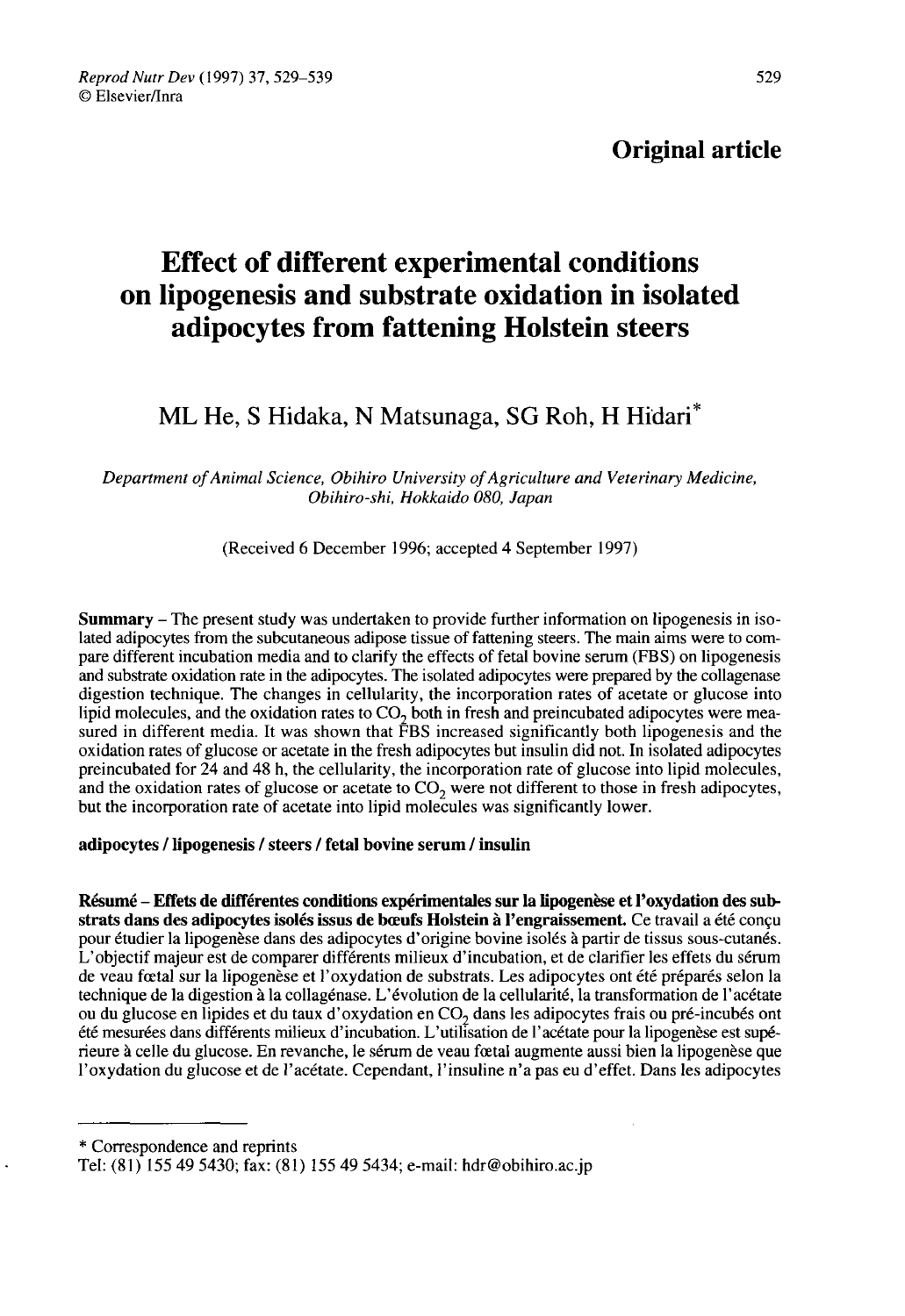Original article

# Effect of different experimental conditions on lipogenesis and substrate oxidation in isolated adipocytes from fattening Holstein steers

ML He, S Hidaka, N Matsunaga, SG Roh, H Hidari*

*Department of Animal Science, Obihiro University of Agriculture and Veterinary Medicine, Obihiro-shi, Hokkaido 080, Japan*

(Received 6 December 1996; accepted 4 September 1997)

**Summary** – The present study was undertaken to provide further information on lipogenesis in isolated adipocytes from the subcutaneous adipose tissue of fattening steers. The main aims were to compare different incubation media and to clarify the effects of fetal bovine serum (FBS) on lipogenesis and substrate oxidation rate in the adipocytes. The isolated adipocytes were prepared by the collagenase digestion technique. The changes in cellularity, the incorporation rates of acetate or glucose into lipid molecules, and the oxidation rates to $CO_2$ both in fresh and preincubated adipocytes were measured in different media. It was shown that FBS increased significantly both lipogenesis and the oxidation rates of glucose or acetate in the fresh adipocytes but insulin did not. In isolated adipocytes preincubated for 24 and 48 h, the cellularity, the incorporation rate of glucose into lipid molecules, and the oxidation rates of glucose or acetate to $CO_2$ were not different to those in fresh adipocytes, but the incorporation rate of acetate into lipid molecules was significantly lower.

**adipocytes / lipogenesis / steers / fetal bovine serum / insulin**

**Résumé – Effets de différentes conditions expérimentales sur la lipogenèse et l'oxydation des substrats dans des adipocytes isolés issus de bœufs Holstein à l'engraissement.** Ce travail a été conçu pour étudier la lipogenèse dans des adipocytes d'origine bovine isolés à partir de tissus sous-cutanés. L'objectif majeur est de comparer différents milieux d'incubation, et de clarifier les effets du sérum de veau fœtal sur la lipogenèse et l'oxydation de substrats. Les adipocytes ont été préparés selon la technique de la digestion à la collagénase. L'évolution de la cellularité, la transformation de l'acétate ou du glucose en lipides et du taux d'oxydation en $CO_2$ dans les adipocytes frais ou pré-incubés ont été mesurées dans différents milieux d'incubation. L'utilisation de l'acétate pour la lipogenèse est supérieure à celle du glucose. En revanche, le sérum de veau fœtal augmente aussi bien la lipogenèse que l'oxydation du glucose et de l'acétate. Cependant, l'insuline n'a pas eu d'effet. Dans les adipocytes

---

* Correspondence and reprints

Tel: (81) 155 49 5430; fax: (81) 155 49 5434; e-mail: hdr@obihiro.ac.jp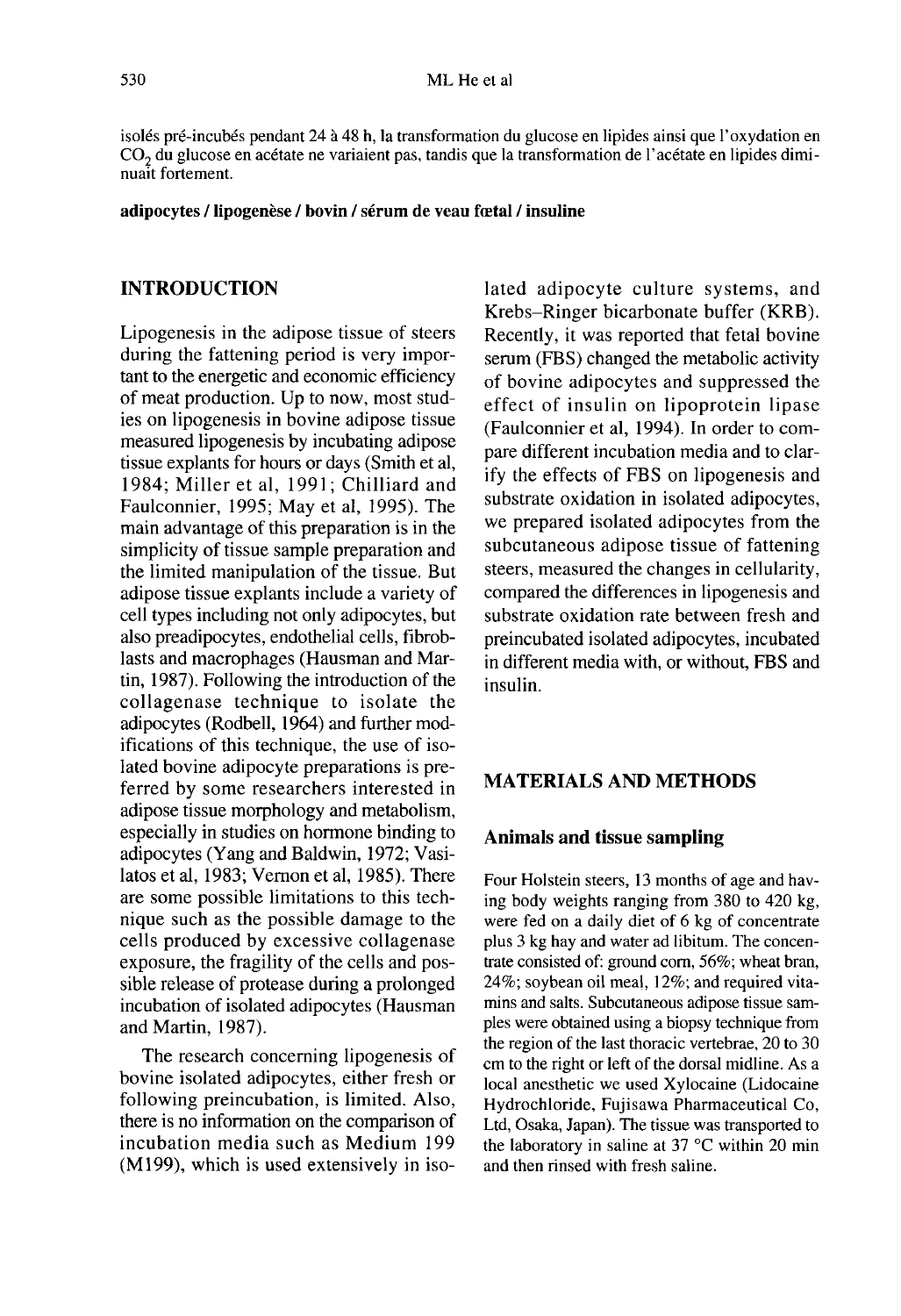isolés pré-incubés pendant 24 à 48 h, la transformation du glucose en lipides ainsi que l'oxydation en $CO_2$ du glucose en acétate ne variaient pas, tandis que la transformation de l'acétate en lipides diminuait fortement.

**adipocytes / lipogenèse / bovin / sérum de veau fœtal / insuline**

## INTRODUCTION

Lipogenesis in the adipose tissue of steers during the fattening period is very important to the energetic and economic efficiency of meat production. Up to now, most studies on lipogenesis in bovine adipose tissue measured lipogenesis by incubating adipose tissue explants for hours or days (Smith et al, 1984; Miller et al, 1991; Chilliard and Faulconnier, 1995; May et al, 1995). The main advantage of this preparation is in the simplicity of tissue sample preparation and the limited manipulation of the tissue. But adipose tissue explants include a variety of cell types including not only adipocytes, but also preadipocytes, endothelial cells, fibroblasts and macrophages (Hausman and Martin, 1987). Following the introduction of the collagenase technique to isolate the adipocytes (Rodbell, 1964) and further modifications of this technique, the use of isolated bovine adipocyte preparations is preferred by some researchers interested in adipose tissue morphology and metabolism, especially in studies on hormone binding to adipocytes (Yang and Baldwin, 1972; Vasilatos et al, 1983; Vernon et al, 1985). There are some possible limitations to this technique such as the possible damage to the cells produced by excessive collagenase exposure, the fragility of the cells and possible release of protease during a prolonged incubation of isolated adipocytes (Hausman and Martin, 1987).

The research concerning lipogenesis of bovine isolated adipocytes, either fresh or following preincubation, is limited. Also, there is no information on the comparison of incubation media such as Medium 199 (M199), which is used extensively in isolated adipocyte culture systems, and Krebs-Ringer bicarbonate buffer (KRB). Recently, it was reported that fetal bovine serum (FBS) changed the metabolic activity of bovine adipocytes and suppressed the effect of insulin on lipoprotein lipase (Faulconnier et al, 1994). In order to compare different incubation media and to clarify the effects of FBS on lipogenesis and substrate oxidation in isolated adipocytes, we prepared isolated adipocytes from the subcutaneous adipose tissue of fattening steers, measured the changes in cellularity, compared the differences in lipogenesis and substrate oxidation rate between fresh and preincubated isolated adipocytes, incubated in different media with, or without, FBS and insulin.

## MATERIALS AND METHODS

### Animals and tissue sampling

Four Holstein steers, 13 months of age and having body weights ranging from 380 to 420 kg, were fed on a daily diet of 6 kg of concentrate plus 3 kg hay and water ad libitum. The concentrate consisted of: ground corn, 56%; wheat bran, 24%; soybean oil meal, 12%; and required vitamins and salts. Subcutaneous adipose tissue samples were obtained using a biopsy technique from the region of the last thoracic vertebrae, 20 to 30 cm to the right or left of the dorsal midline. As a local anesthetic we used Xylocaine (Lidocaine Hydrochloride, Fujisawa Pharmaceutical Co, Ltd, Osaka, Japan). The tissue was transported to the laboratory in saline at 37 °C within 20 min and then rinsed with fresh saline.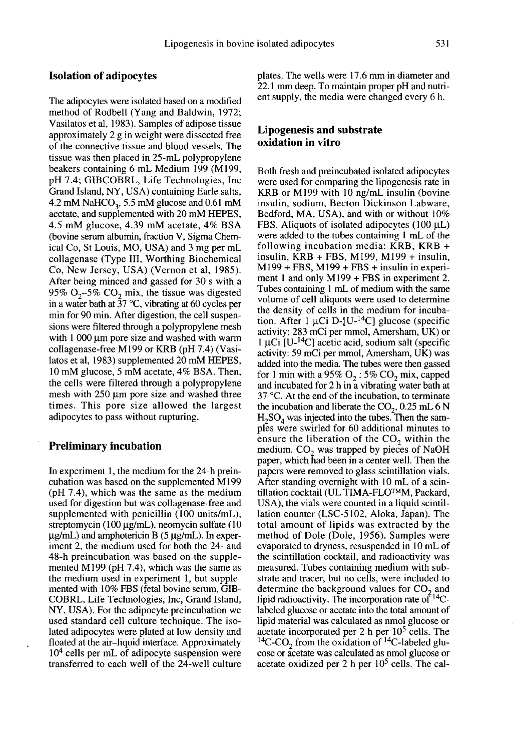## Isolation of adipocytes

The adipocytes were isolated based on a modified method of Rodbell (Yang and Baldwin, 1972; Vasilatos et al, 1983). Samples of adipose tissue approximately 2 g in weight were dissected free of the connective tissue and blood vessels. The tissue was then placed in 25-mL polypropylene beakers containing 6 mL Medium 199 (M199, pH 7.4; GIBCOBRL, Life Technologies, Inc Grand Island, NY, USA) containing Earle salts, 4.2 mM $NaHCO_3$, 5.5 mM glucose and 0.61 mM acetate, and supplemented with 20 mM HEPES, 4.5 mM glucose, 4.39 mM acetate, 4% BSA (bovine serum albumin, fraction V, Sigma Chemical Co, St Louis, MO, USA) and 3 mg per mL collagenase (Type III, Worthing Biochemical Co, New Jersey, USA) (Vernon et al, 1985). After being minced and gassed for 30 s with a 95% $O_2$–5% $CO_2$ mix, the tissue was digested in a water bath at 37 °C, vibrating at 60 cycles per min for 90 min. After digestion, the cell suspensions were filtered through a polypropylene mesh with 1 000 μm pore size and washed with warm collagenase-free M199 or KRB (pH 7.4) (Vasilatos et al, 1983) supplemented 20 mM HEPES, 10 mM glucose, 5 mM acetate, 4% BSA. Then, the cells were filtered through a polypropylene mesh with 250 μm pore size and washed three times. This pore size allowed the largest adipocytes to pass without rupturing.

## Preliminary incubation

In experiment 1, the medium for the 24-h preincubation was based on the supplemented M199 (pH 7.4), which was the same as the medium used for digestion but was collagenase-free and supplemented with penicillin (100 units/mL), streptomycin (100 μg/mL), neomycin sulfate (10 μg/mL) and amphotericin B (5 μg/mL). In experiment 2, the medium used for both the 24- and 48-h preincubation was based on the supplemented M199 (pH 7.4), which was the same as the medium used in experiment 1, but supplemented with 10% FBS (fetal bovine serum, GIBCOBRL, Life Technologies, Inc, Grand Island, NY, USA). For the adipocyte preincubation we used standard cell culture technique. The isolated adipocytes were plated at low density and floated at the air–liquid interface. Approximately $10^4$ cells per mL of adipocyte suspension were transferred to each well of the 24-well culture plates. The wells were 17.6 mm in diameter and 22.1 mm deep. To maintain proper pH and nutrient supply, the media were changed every 6 h.

## Lipogenesis and substrate oxidation in vitro

Both fresh and preincubated isolated adipocytes were used for comparing the lipogenesis rate in KRB or M199 with 10 ng/mL insulin (bovine insulin, sodium, Becton Dickinson Labware, Bedford, MA, USA), and with or without 10% FBS. Aliquots of isolated adipocytes (100 μL) were added to the tubes containing 1 mL of the following incubation media: KRB, KRB + insulin, KRB + FBS, M199, M199 + insulin, M199 + FBS, M199 + FBS + insulin in experiment 1 and only M199 + FBS in experiment 2. Tubes containing 1 mL of medium with the same volume of cell aliquots were used to determine the density of cells in the medium for incubation. After 1 μCi D-[U-$^{14}$C] glucose (specific activity: 283 mCi per mmol, Amersham, UK) or 1 μCi [U-$^{14}$C] acetic acid, sodium salt (specific activity: 59 mCi per mmol, Amersham, UK) was added into the media. The tubes were then gassed for 1 min with a 95% $O_2$ : 5% $CO_2$ mix, capped and incubated for 2 h in a vibrating water bath at 37 °C. At the end of the incubation, to terminate the incubation and liberate the $CO_2$, 0.25 mL 6 N $H_2SO_4$ was injected into the tubes. Then the samples were swirled for 60 additional minutes to ensure the liberation of the $CO_2$ within the medium. $CO_2$ was trapped by pieces of NaOH paper, which had been in a center well. Then the papers were removed to glass scintillation vials. After standing overnight with 10 mL of a scintillation cocktail (UL TIMA-FLO™M, Packard, USA), the vials were counted in a liquid scintillation counter (LSC-5102, Aloka, Japan). The total amount of lipids was extracted by the method of Dole (Dole, 1956). Samples were evaporated to dryness, resuspended in 10 mL of the scintillation cocktail, and radioactivity was measured. Tubes containing medium with substrate and tracer, but no cells, were included to determine the background values for $CO_2$ and lipid radioactivity. The incorporation rate of $^{14}$C-labeled glucose or acetate into the total amount of lipid material was calculated as nmol glucose or acetate incorporated per 2 h per $10^5$ cells. The $^{14}$C-$CO_2$ from the oxidation of $^{14}$C-labeled glucose or acetate was calculated as nmol glucose or acetate oxidized per 2 h per $10^5$ cells. The cal-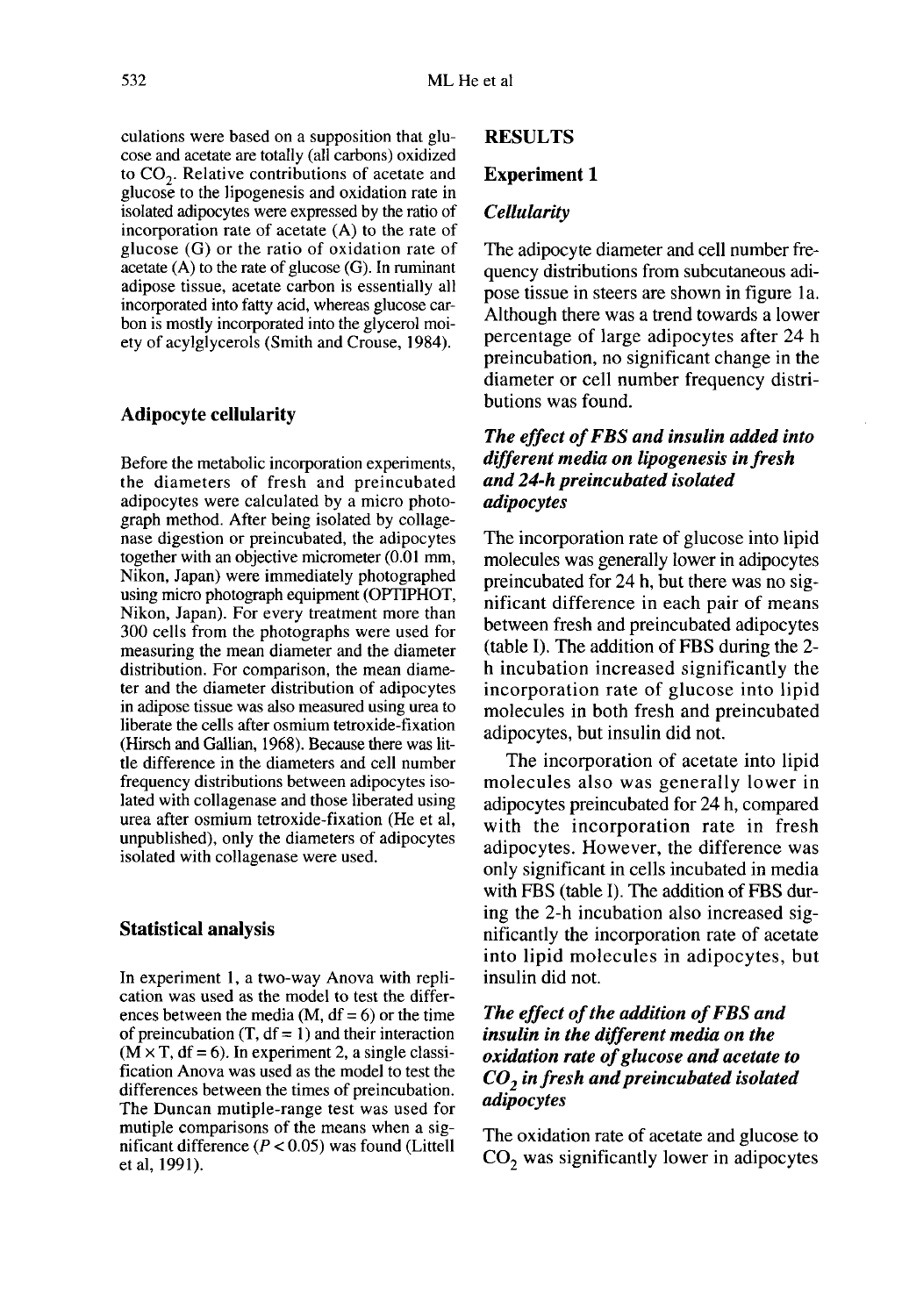culations were based on a supposition that glucose and acetate are totally (all carbons) oxidized to $CO_2$. Relative contributions of acetate and glucose to the lipogenesis and oxidation rate in isolated adipocytes were expressed by the ratio of incorporation rate of acetate (A) to the rate of glucose (G) or the ratio of oxidation rate of acetate (A) to the rate of glucose (G). In ruminant adipose tissue, acetate carbon is essentially all incorporated into fatty acid, whereas glucose carbon is mostly incorporated into the glycerol moiety of acylglycerols (Smith and Crouse, 1984).

## Adipocyte cellularity

Before the metabolic incorporation experiments, the diameters of fresh and preincubated adipocytes were calculated by a micro photograph method. After being isolated by collagenase digestion or preincubated, the adipocytes together with an objective micrometer (0.01 mm, Nikon, Japan) were immediately photographed using micro photograph equipment (OPTIPHOT, Nikon, Japan). For every treatment more than 300 cells from the photographs were used for measuring the mean diameter and the diameter distribution. For comparison, the mean diameter and the diameter distribution of adipocytes in adipose tissue was also measured using urea to liberate the cells after osmium tetroxide-fixation (Hirsch and Gallian, 1968). Because there was little difference in the diameters and cell number frequency distributions between adipocytes isolated with collagenase and those liberated using urea after osmium tetroxide-fixation (He et al, unpublished), only the diameters of adipocytes isolated with collagenase were used.

## Statistical analysis

In experiment 1, a two-way Anova with replication was used as the model to test the differences between the media (M, df = 6) or the time of preincubation (T, df = 1) and their interaction (M × T, df = 6). In experiment 2, a single classification Anova was used as the model to test the differences between the times of preincubation. The Duncan mutiple-range test was used for mutiple comparisons of the means when a significant difference ($P < 0.05$) was found (Littell et al, 1991).

# RESULTS

## Experiment 1

### *Cellularity*

The adipocyte diameter and cell number frequency distributions from subcutaneous adipose tissue in steers are shown in figure 1a. Although there was a trend towards a lower percentage of large adipocytes after 24 h preincubation, no significant change in the diameter or cell number frequency distributions was found.

### *The effect of FBS and insulin added into different media on lipogenesis in fresh and 24-h preincubated isolated adipocytes*

The incorporation rate of glucose into lipid molecules was generally lower in adipocytes preincubated for 24 h, but there was no significant difference in each pair of means between fresh and preincubated adipocytes (table I). The addition of FBS during the 2-h incubation increased significantly the incorporation rate of glucose into lipid molecules in both fresh and preincubated adipocytes, but insulin did not.

The incorporation of acetate into lipid molecules also was generally lower in adipocytes preincubated for 24 h, compared with the incorporation rate in fresh adipocytes. However, the difference was only significant in cells incubated in media with FBS (table I). The addition of FBS during the 2-h incubation also increased significantly the incorporation rate of acetate into lipid molecules in adipocytes, but insulin did not.

### *The effect of the addition of FBS and insulin in the different media on the oxidation rate of glucose and acetate to $CO_2$ in fresh and preincubated isolated adipocytes*

The oxidation rate of acetate and glucose to $CO_2$ was significantly lower in adipocytes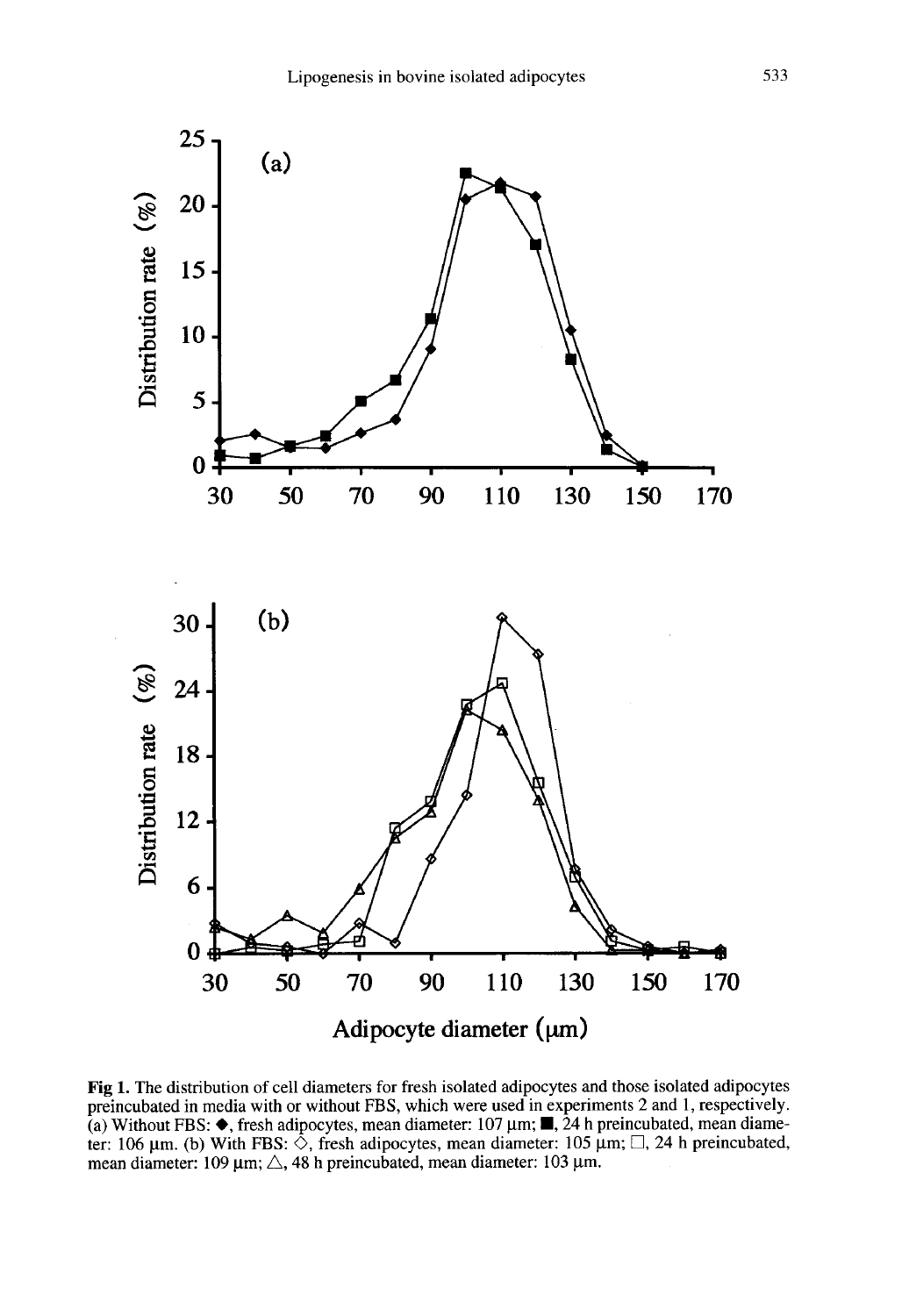(a)

25
20
15
10
5
0

Distribution rate (%)

30 50 70 90 110 130 150 170

(b)

30
24
18
12
6
0

Distribution rate (%)

30 50 70 90 110 130 150 170

Adipocyte diameter (μm)

**Fig 1.** The distribution of cell diameters for fresh isolated adipocytes and those isolated adipocytes preincubated in media with or without FBS, which were used in experiments 2 and 1, respectively. (a) Without FBS: ◆, fresh adipocytes, mean diameter: 107 μm; ■, 24 h preincubated, mean diameter: 106 μm. (b) With FBS: ◇, fresh adipocytes, mean diameter: 105 μm; □, 24 h preincubated, mean diameter: 109 μm; △, 48 h preincubated, mean diameter: 103 μm.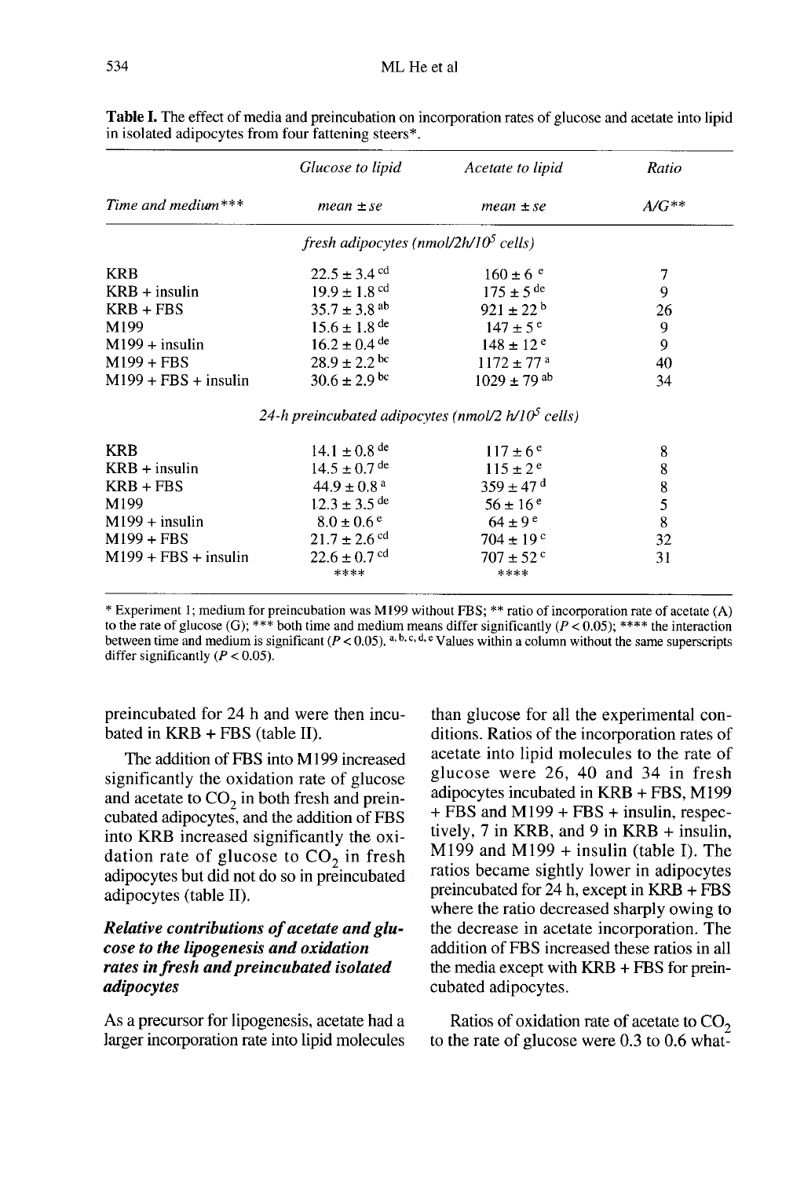**Table I.** The effect of media and preincubation on incorporation rates of glucose and acetate into lipid in isolated adipocytes from four fattening steers*.

| Time and medium*** | Glucose to lipid mean ± se | Acetate to lipid mean ± se | Ratio A/G** |
|---|---|---|---|
| *fresh adipocytes (nmol/2h/$10^5$ cells)* | | | |
| KRB | 22.5 ± 3.4 $^{cd}$ | 160 ± 6 $^{e}$ | 7 |
| KRB + insulin | 19.9 ± 1.8 $^{cd}$ | 175 ± 5 $^{de}$ | 9 |
| KRB + FBS | 35.7 ± 3.8 $^{ab}$ | 921 ± 22 $^{b}$ | 26 |
| M199 | 15.6 ± 1.8 $^{de}$ | 147 ± 5 $^{e}$ | 9 |
| M199 + insulin | 16.2 ± 0.4 $^{de}$ | 148 ± 12 $^{e}$ | 9 |
| M199 + FBS | 28.9 ± 2.2 $^{bc}$ | 1172 ± 77 $^{a}$ | 40 |
| M199 + FBS + insulin | 30.6 ± 2.9 $^{bc}$ | 1029 ± 79 $^{ab}$ | 34 |
| *24-h preincubated adipocytes (nmol/2 h/$10^5$ cells)* | | | |
| KRB | 14.1 ± 0.8 $^{de}$ | 117 ± 6 $^{e}$ | 8 |
| KRB + insulin | 14.5 ± 0.7 $^{de}$ | 115 ± 2 $^{e}$ | 8 |
| KRB + FBS | 44.9 ± 0.8 $^{a}$ | 359 ± 47 $^{d}$ | 8 |
| M199 | 12.3 ± 3.5 $^{de}$ | 56 ± 16 $^{e}$ | 5 |
| M199 + insulin | 8.0 ± 0.6 $^{e}$ | 64 ± 9 $^{e}$ | 8 |
| M199 + FBS | 21.7 ± 2.6 $^{cd}$ | 704 ± 19 $^{c}$ | 32 |
| M199 + FBS + insulin | 22.6 ± 0.7 $^{cd}$ | 707 ± 52 $^{c}$ | 31 |
| | **** | **** | |

\* Experiment 1; medium for preincubation was M199 without FBS; ** ratio of incorporation rate of acetate (A) to the rate of glucose (G); *** both time and medium means differ significantly ($P < 0.05$); **** the interaction between time and medium is significant ($P < 0.05$). [a, b, c, d, e] Values within a column without the same superscripts differ significantly ($P < 0.05$).

preincubated for 24 h and were then incubated in KRB + FBS (table II).

The addition of FBS into M199 increased significantly the oxidation rate of glucose and acetate to $CO_2$ in both fresh and preincubated adipocytes, and the addition of FBS into KRB increased significantly the oxidation rate of glucose to $CO_2$ in fresh adipocytes but did not do so in preincubated adipocytes (table II).

### *Relative contributions of acetate and glucose to the lipogenesis and oxidation rates in fresh and preincubated isolated adipocytes*

As a precursor for lipogenesis, acetate had a larger incorporation rate into lipid molecules than glucose for all the experimental conditions. Ratios of the incorporation rates of acetate into lipid molecules to the rate of glucose were 26, 40 and 34 in fresh adipocytes incubated in KRB + FBS, M199 + FBS and M199 + FBS + insulin, respectively, 7 in KRB, and 9 in KRB + insulin, M199 and M199 + insulin (table I). The ratios became sightly lower in adipocytes preincubated for 24 h, except in KRB + FBS where the ratio decreased sharply owing to the decrease in acetate incorporation. The addition of FBS increased these ratios in all the media except with KRB + FBS for preincubated adipocytes.

Ratios of oxidation rate of acetate to $CO_2$ to the rate of glucose were 0.3 to 0.6 what-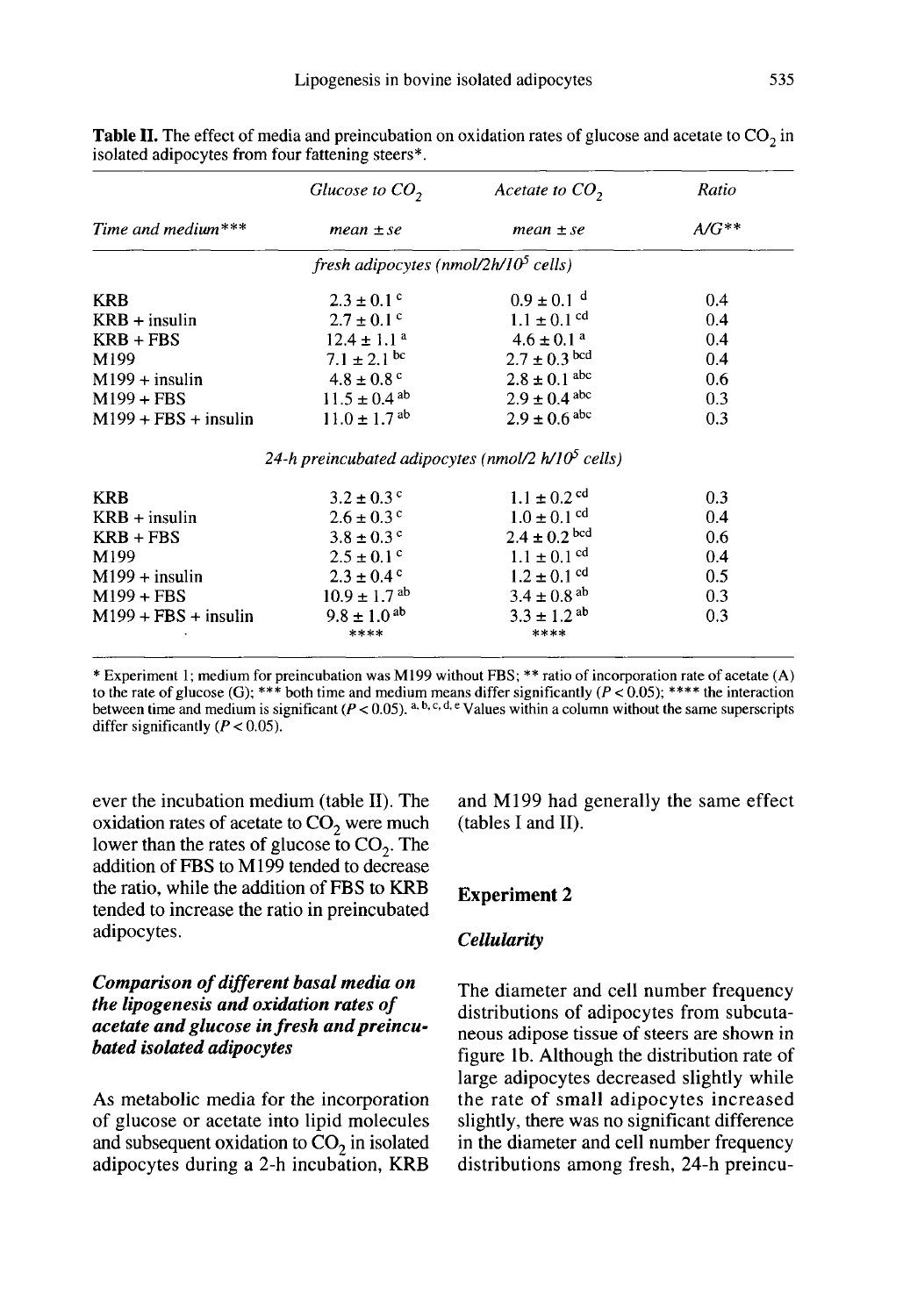**Table II.** The effect of media and preincubation on oxidation rates of glucose and acetate to $CO_2$ in isolated adipocytes from four fattening steers*.

| | *Glucose to* $CO_2$ | *Acetate to* $CO_2$ | *Ratio* |
|---|---|---|---|
| *Time and medium**** | *mean ± se* | *mean ± se* | *A/G*** |
| | *fresh adipocytes (nmol/2h/10⁵ cells)* | | |
| KRB | $2.3 \pm 0.1^{c}$ | $0.9 \pm 0.1^{d}$ | 0.4 |
| KRB + insulin | $2.7 \pm 0.1^{c}$ | $1.1 \pm 0.1^{cd}$ | 0.4 |
| KRB + FBS | $12.4 \pm 1.1^{a}$ | $4.6 \pm 0.1^{a}$ | 0.4 |
| M199 | $7.1 \pm 2.1^{bc}$ | $2.7 \pm 0.3^{bcd}$ | 0.4 |
| M199 + insulin | $4.8 \pm 0.8^{c}$ | $2.8 \pm 0.1^{abc}$ | 0.6 |
| M199 + FBS | $11.5 \pm 0.4^{ab}$ | $2.9 \pm 0.4^{abc}$ | 0.3 |
| M199 + FBS + insulin | $11.0 \pm 1.7^{ab}$ | $2.9 \pm 0.6^{abc}$ | 0.3 |
| | *24-h preincubated adipocytes (nmol/2 h/10⁵ cells)* | | |
| KRB | $3.2 \pm 0.3^{c}$ | $1.1 \pm 0.2^{cd}$ | 0.3 |
| KRB + insulin | $2.6 \pm 0.3^{c}$ | $1.0 \pm 0.1^{cd}$ | 0.4 |
| KRB + FBS | $3.8 \pm 0.3^{c}$ | $2.4 \pm 0.2^{bcd}$ | 0.6 |
| M199 | $2.5 \pm 0.1^{c}$ | $1.1 \pm 0.1^{cd}$ | 0.4 |
| M199 + insulin | $2.3 \pm 0.4^{c}$ | $1.2 \pm 0.1^{cd}$ | 0.5 |
| M199 + FBS | $10.9 \pm 1.7^{ab}$ | $3.4 \pm 0.8^{ab}$ | 0.3 |
| M199 + FBS + insulin | $9.8 \pm 1.0^{ab}$ | $3.3 \pm 1.2^{ab}$ | 0.3 |
| | **** | **** | |

* Experiment 1; medium for preincubation was M199 without FBS; ** ratio of incorporation rate of acetate (A) to the rate of glucose (G); *** both time and medium means differ significantly ($P < 0.05$); **** the interaction between time and medium is significant ($P < 0.05$). [a, b, c, d, e] Values within a column without the same superscripts differ significantly ($P < 0.05$).

ever the incubation medium (table II). The oxidation rates of acetate to $CO_2$ were much lower than the rates of glucose to $CO_2$. The addition of FBS to M199 tended to decrease the ratio, while the addition of FBS to KRB tended to increase the ratio in preincubated adipocytes.

### *Comparison of different basal media on the lipogenesis and oxidation rates of acetate and glucose in fresh and preincubated isolated adipocytes*

As metabolic media for the incorporation of glucose or acetate into lipid molecules and subsequent oxidation to $CO_2$ in isolated adipocytes during a 2-h incubation, KRB and M199 had generally the same effect (tables I and II).

## Experiment 2

### *Cellularity*

The diameter and cell number frequency distributions of adipocytes from subcutaneous adipose tissue of steers are shown in figure 1b. Although the distribution rate of large adipocytes decreased slightly while the rate of small adipocytes increased slightly, there was no significant difference in the diameter and cell number frequency distributions among fresh, 24-h preincu-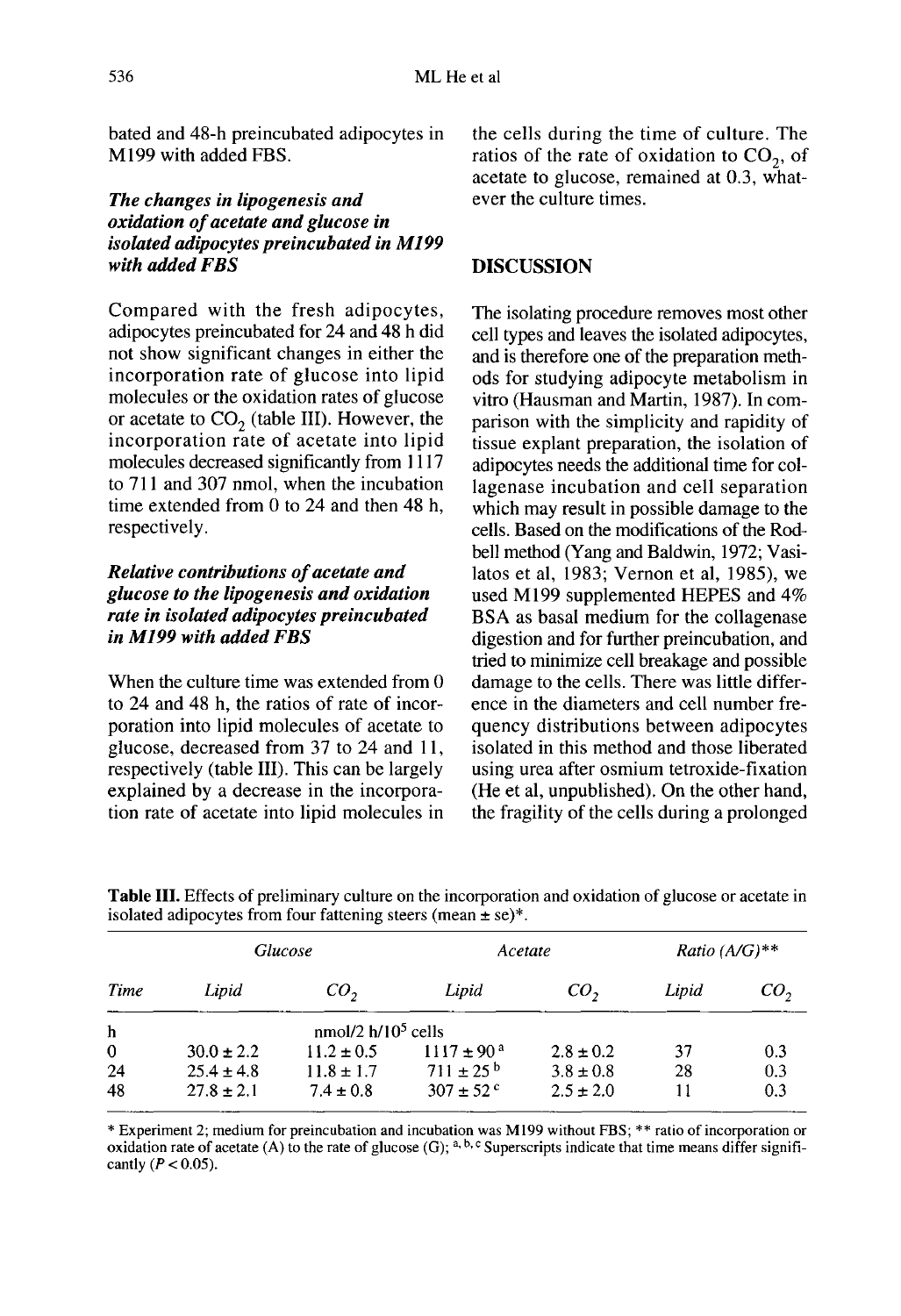bated and 48-h preincubated adipocytes in M199 with added FBS.

### *The changes in lipogenesis and oxidation of acetate and glucose in isolated adipocytes preincubated in M199 with added FBS*

Compared with the fresh adipocytes, adipocytes preincubated for 24 and 48 h did not show significant changes in either the incorporation rate of glucose into lipid molecules or the oxidation rates of glucose or acetate to $CO_2$ (table III). However, the incorporation rate of acetate into lipid molecules decreased significantly from 1117 to 711 and 307 nmol, when the incubation time extended from 0 to 24 and then 48 h, respectively.

### *Relative contributions of acetate and glucose to the lipogenesis and oxidation rate in isolated adipocytes preincubated in M199 with added FBS*

When the culture time was extended from 0 to 24 and 48 h, the ratios of rate of incorporation into lipid molecules of acetate to glucose, decreased from 37 to 24 and 11, respectively (table III). This can be largely explained by a decrease in the incorporation rate of acetate into lipid molecules in the cells during the time of culture. The ratios of the rate of oxidation to $CO_2$, of acetate to glucose, remained at 0.3, whatever the culture times.

## DISCUSSION

The isolating procedure removes most other cell types and leaves the isolated adipocytes, and is therefore one of the preparation methods for studying adipocyte metabolism in vitro (Hausman and Martin, 1987). In comparison with the simplicity and rapidity of tissue explant preparation, the isolation of adipocytes needs the additional time for collagenase incubation and cell separation which may result in possible damage to the cells. Based on the modifications of the Rodbell method (Yang and Baldwin, 1972; Vasilatos et al, 1983; Vernon et al, 1985), we used M199 supplemented HEPES and 4% BSA as basal medium for the collagenase digestion and for further preincubation, and tried to minimize cell breakage and possible damage to the cells. There was little difference in the diameters and cell number frequency distributions between adipocytes isolated in this method and those liberated using urea after osmium tetroxide-fixation (He et al, unpublished). On the other hand, the fragility of the cells during a prolonged

**Table III.** Effects of preliminary culture on the incorporation and oxidation of glucose or acetate in isolated adipocytes from four fattening steers (mean ± se)*.

| | *Glucose* | | *Acetate* | | *Ratio (A/G)*** | |
|---|---|---|---|---|---|---|
| *Time* | *Lipid* | *$CO_2$* | *Lipid* | *$CO_2$* | *Lipid* | *$CO_2$* |
| h | nmol/2 h/$10^5$ cells | | | | | |
| 0 | 30.0 ± 2.2 | 11.2 ± 0.5 | 1117 ± 90 [a] | 2.8 ± 0.2 | 37 | 0.3 |
| 24 | 25.4 ± 4.8 | 11.8 ± 1.7 | 711 ± 25 [b] | 3.8 ± 0.8 | 28 | 0.3 |
| 48 | 27.8 ± 2.1 | 7.4 ± 0.8 | 307 ± 52 [c] | 2.5 ± 2.0 | 11 | 0.3 |

\* Experiment 2; medium for preincubation and incubation was M199 without FBS; ** ratio of incorporation or oxidation rate of acetate (A) to the rate of glucose (G); [a, b, c] Superscripts indicate that time means differ significantly ($P < 0.05$).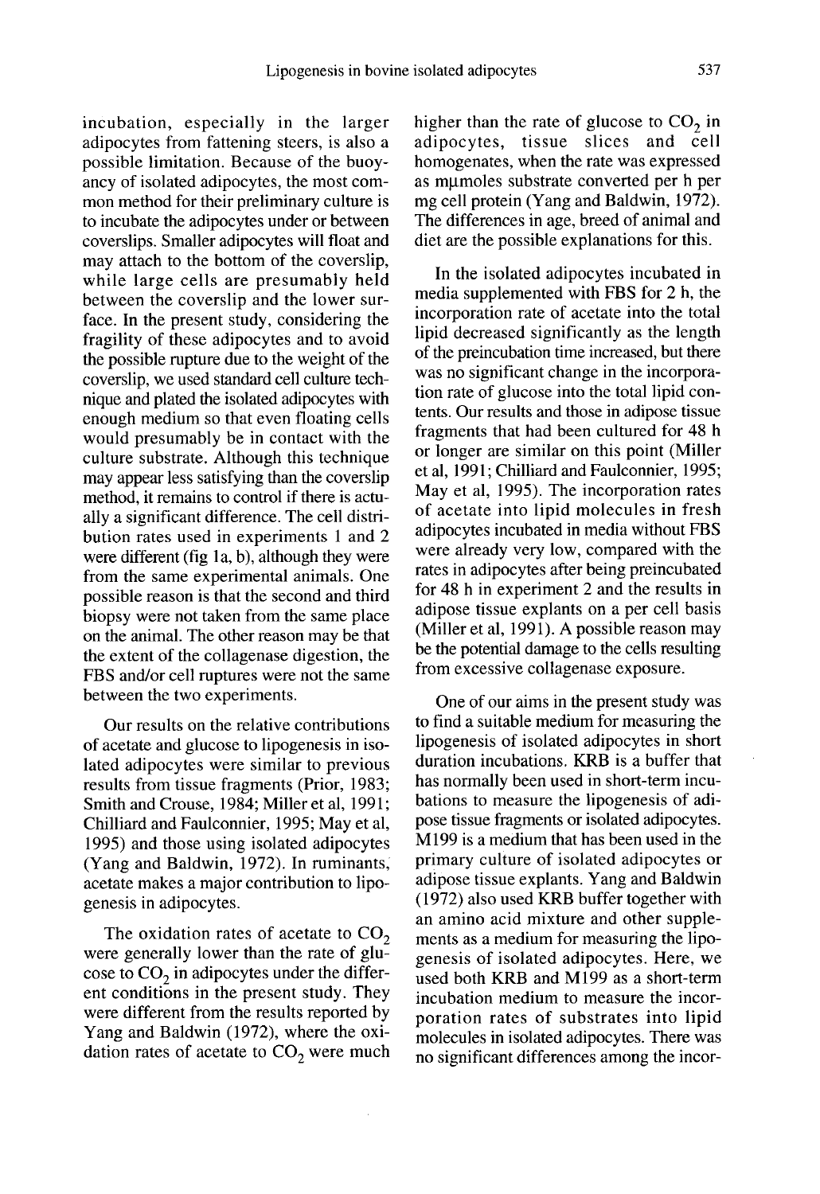incubation, especially in the larger adipocytes from fattening steers, is also a possible limitation. Because of the buoyancy of isolated adipocytes, the most common method for their preliminary culture is to incubate the adipocytes under or between coverslips. Smaller adipocytes will float and may attach to the bottom of the coverslip, while large cells are presumably held between the coverslip and the lower surface. In the present study, considering the fragility of these adipocytes and to avoid the possible rupture due to the weight of the coverslip, we used standard cell culture technique and plated the isolated adipocytes with enough medium so that even floating cells would presumably be in contact with the culture substrate. Although this technique may appear less satisfying than the coverslip method, it remains to control if there is actually a significant difference. The cell distribution rates used in experiments 1 and 2 were different (fig 1a, b), although they were from the same experimental animals. One possible reason is that the second and third biopsy were not taken from the same place on the animal. The other reason may be that the extent of the collagenase digestion, the FBS and/or cell ruptures were not the same between the two experiments.

Our results on the relative contributions of acetate and glucose to lipogenesis in isolated adipocytes were similar to previous results from tissue fragments (Prior, 1983; Smith and Crouse, 1984; Miller et al, 1991; Chilliard and Faulconnier, 1995; May et al, 1995) and those using isolated adipocytes (Yang and Baldwin, 1972). In ruminants, acetate makes a major contribution to lipogenesis in adipocytes.

The oxidation rates of acetate to $CO_2$ were generally lower than the rate of glucose to $CO_2$ in adipocytes under the different conditions in the present study. They were different from the results reported by Yang and Baldwin (1972), where the oxidation rates of acetate to $CO_2$ were much higher than the rate of glucose to $CO_2$ in adipocytes, tissue slices and cell homogenates, when the rate was expressed as mμmoles substrate converted per h per mg cell protein (Yang and Baldwin, 1972). The differences in age, breed of animal and diet are the possible explanations for this.

In the isolated adipocytes incubated in media supplemented with FBS for 2 h, the incorporation rate of acetate into the total lipid decreased significantly as the length of the preincubation time increased, but there was no significant change in the incorporation rate of glucose into the total lipid contents. Our results and those in adipose tissue fragments that had been cultured for 48 h or longer are similar on this point (Miller et al, 1991; Chilliard and Faulconnier, 1995; May et al, 1995). The incorporation rates of acetate into lipid molecules in fresh adipocytes incubated in media without FBS were already very low, compared with the rates in adipocytes after being preincubated for 48 h in experiment 2 and the results in adipose tissue explants on a per cell basis (Miller et al, 1991). A possible reason may be the potential damage to the cells resulting from excessive collagenase exposure.

One of our aims in the present study was to find a suitable medium for measuring the lipogenesis of isolated adipocytes in short duration incubations. KRB is a buffer that has normally been used in short-term incubations to measure the lipogenesis of adipose tissue fragments or isolated adipocytes. M199 is a medium that has been used in the primary culture of isolated adipocytes or adipose tissue explants. Yang and Baldwin (1972) also used KRB buffer together with an amino acid mixture and other supplements as a medium for measuring the lipogenesis of isolated adipocytes. Here, we used both KRB and M199 as a short-term incubation medium to measure the incorporation rates of substrates into lipid molecules in isolated adipocytes. There was no significant differences among the incor-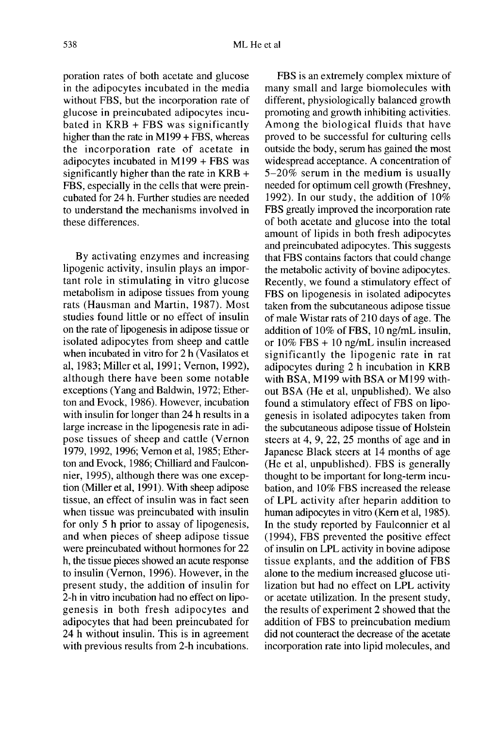poration rates of both acetate and glucose in the adipocytes incubated in the media without FBS, but the incorporation rate of glucose in preincubated adipocytes incubated in KRB + FBS was significantly higher than the rate in M199 + FBS, whereas the incorporation rate of acetate in adipocytes incubated in M199 + FBS was significantly higher than the rate in KRB + FBS, especially in the cells that were preincubated for 24 h. Further studies are needed to understand the mechanisms involved in these differences.

By activating enzymes and increasing lipogenic activity, insulin plays an important role in stimulating in vitro glucose metabolism in adipose tissues from young rats (Hausman and Martin, 1987). Most studies found little or no effect of insulin on the rate of lipogenesis in adipose tissue or isolated adipocytes from sheep and cattle when incubated in vitro for 2 h (Vasilatos et al, 1983; Miller et al, 1991; Vernon, 1992), although there have been some notable exceptions (Yang and Baldwin, 1972; Etherton and Evock, 1986). However, incubation with insulin for longer than 24 h results in a large increase in the lipogenesis rate in adipose tissues of sheep and cattle (Vernon 1979, 1992, 1996; Vernon et al, 1985; Etherton and Evock, 1986; Chilliard and Faulconnier, 1995), although there was one exception (Miller et al, 1991). With sheep adipose tissue, an effect of insulin was in fact seen when tissue was preincubated with insulin for only 5 h prior to assay of lipogenesis, and when pieces of sheep adipose tissue were preincubated without hormones for 22 h, the tissue pieces showed an acute response to insulin (Vernon, 1996). However, in the present study, the addition of insulin for 2-h in vitro incubation had no effect on lipogenesis in both fresh adipocytes and adipocytes that had been preincubated for 24 h without insulin. This is in agreement with previous results from 2-h incubations.

FBS is an extremely complex mixture of many small and large biomolecules with different, physiologically balanced growth promoting and growth inhibiting activities. Among the biological fluids that have proved to be successful for culturing cells outside the body, serum has gained the most widespread acceptance. A concentration of 5–20% serum in the medium is usually needed for optimum cell growth (Freshney, 1992). In our study, the addition of 10% FBS greatly improved the incorporation rate of both acetate and glucose into the total amount of lipids in both fresh adipocytes and preincubated adipocytes. This suggests that FBS contains factors that could change the metabolic activity of bovine adipocytes. Recently, we found a stimulatory effect of FBS on lipogenesis in isolated adipocytes taken from the subcutaneous adipose tissue of male Wistar rats of 210 days of age. The addition of 10% of FBS, 10 ng/mL insulin, or 10% FBS + 10 ng/mL insulin increased significantly the lipogenic rate in rat adipocytes during 2 h incubation in KRB with BSA, M199 with BSA or M199 without BSA (He et al, unpublished). We also found a stimulatory effect of FBS on lipogenesis in isolated adipocytes taken from the subcutaneous adipose tissue of Holstein steers at 4, 9, 22, 25 months of age and in Japanese Black steers at 14 months of age (He et al, unpublished). FBS is generally thought to be important for long-term incubation, and 10% FBS increased the release of LPL activity after heparin addition to human adipocytes in vitro (Kern et al, 1985). In the study reported by Faulconnier et al (1994), FBS prevented the positive effect of insulin on LPL activity in bovine adipose tissue explants, and the addition of FBS alone to the medium increased glucose utilization but had no effect on LPL activity or acetate utilization. In the present study, the results of experiment 2 showed that the addition of FBS to preincubation medium did not counteract the decrease of the acetate incorporation rate into lipid molecules, and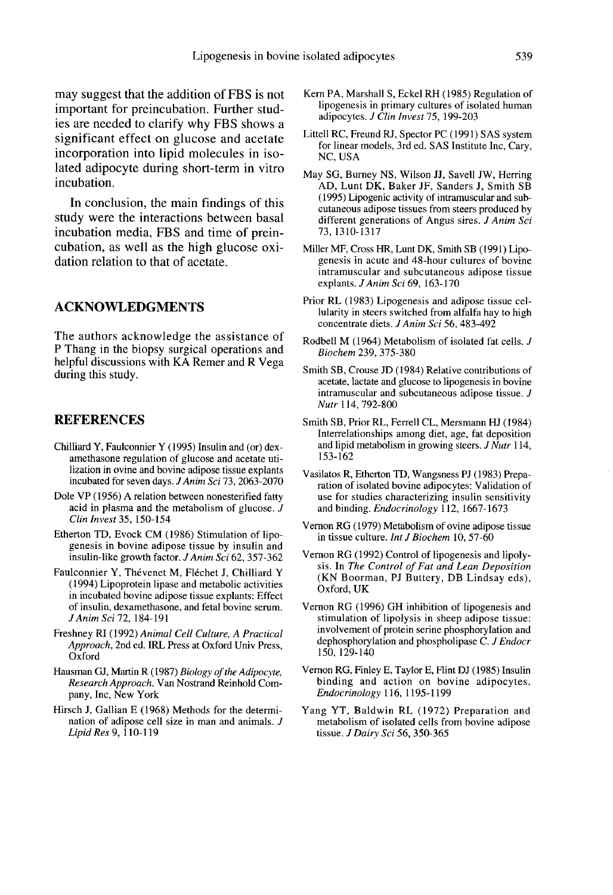may suggest that the addition of FBS is not important for preincubation. Further studies are needed to clarify why FBS shows a significant effect on glucose and acetate incorporation into lipid molecules in isolated adipocyte during short-term in vitro incubation.

In conclusion, the main findings of this study were the interactions between basal incubation media, FBS and time of preincubation, as well as the high glucose oxidation relation to that of acetate.

## ACKNOWLEDGMENTS

The authors acknowledge the assistance of P Thang in the biopsy surgical operations and helpful discussions with KA Remer and R Vega during this study.

## REFERENCES

Chilliard Y, Faulconnier Y (1995) Insulin and (or) dexamethasone regulation of glucose and acetate utilization in ovine and bovine adipose tissue explants incubated for seven days. *J Anim Sci* 73, 2063-2070

Dole VP (1956) A relation between nonesterified fatty acid in plasma and the metabolism of glucose. *J Clin Invest* 35, 150-154

Etherton TD, Evock CM (1986) Stimulation of lipogenesis in bovine adipose tissue by insulin and insulin-like growth factor. *J Anim Sci* 62, 357-362

Faulconnier Y, Thévenet M, Fléchet J, Chilliard Y (1994) Lipoprotein lipase and metabolic activities in incubated bovine adipose tissue explants: Effect of insulin, dexamethasone, and fetal bovine serum. *J Anim Sci* 72, 184-191

Freshney RI (1992) *Animal Cell Culture, A Practical Approach*, 2nd ed. IRL Press at Oxford Univ Press, Oxford

Hausman GJ, Martin R (1987) *Biology of the Adipocyte, Research Approach*. Van Nostrand Reinhold Company, Inc, New York

Hirsch J, Gallian E (1968) Methods for the determination of adipose cell size in man and animals. *J Lipid Res* 9, 110-119

Kern PA, Marshall S, Eckel RH (1985) Regulation of lipogenesis in primary cultures of isolated human adipocytes. *J Clin Invest* 75, 199-203

Littell RC, Freund RJ, Spector PC (1991) SAS system for linear models, 3rd ed. SAS Institute Inc, Cary, NC, USA

May SG, Burney NS, Wilson JJ, Savell JW, Herring AD, Lunt DK, Baker JF, Sanders J, Smith SB (1995) Lipogenic activity of intramuscular and subcutaneous adipose tissues from steers produced by different generations of Angus sires. *J Anim Sci* 73, 1310-1317

Miller MF, Cross HR, Lunt DK, Smith SB (1991) Lipogenesis in acute and 48-hour cultures of bovine intramuscular and subcutaneous adipose tissue explants. *J Anim Sci* 69, 163-170

Prior RL (1983) Lipogenesis and adipose tissue cellularity in steers switched from alfalfa hay to high concentrate diets. *J Anim Sci* 56, 483-492

Rodbell M (1964) Metabolism of isolated fat cells. *J Biochem* 239, 375-380

Smith SB, Crouse JD (1984) Relative contributions of acetate, lactate and glucose to lipogenesis in bovine intramuscular and subcutaneous adipose tissue. *J Nutr* 114, 792-800

Smith SB, Prior RL, Ferrell CL, Mersmann HJ (1984) Interrelationships among diet, age, fat deposition and lipid metabolism in growing steers. *J Nutr* 114, 153-162

Vasilatos R, Etherton TD, Wangsness PJ (1983) Preparation of isolated bovine adipocytes: Validation of use for studies characterizing insulin sensitivity and binding. *Endocrinology* 112, 1667-1673

Vernon RG (1979) Metabolism of ovine adipose tissue in tissue culture. *Int J Biochem* 10, 57-60

Vernon RG (1992) Control of lipogenesis and lipolysis. In *The Control of Fat and Lean Deposition* (KN Boorman, PJ Buttery, DB Lindsay eds), Oxford, UK

Vernon RG (1996) GH inhibition of lipogenesis and stimulation of lipolysis in sheep adipose tissue: involvement of protein serine phosphorylation and dephosphorylation and phospholipase C. *J Endocr* 150, 129-140

Vernon RG, Finley E, Taylor E, Flint DJ (1985) Insulin binding and action on bovine adipocytes. *Endocrinology* 116, 1195-1199

Yang YT, Baldwin RL (1972) Preparation and metabolism of isolated cells from bovine adipose tissue. *J Dairy Sci* 56, 350-365